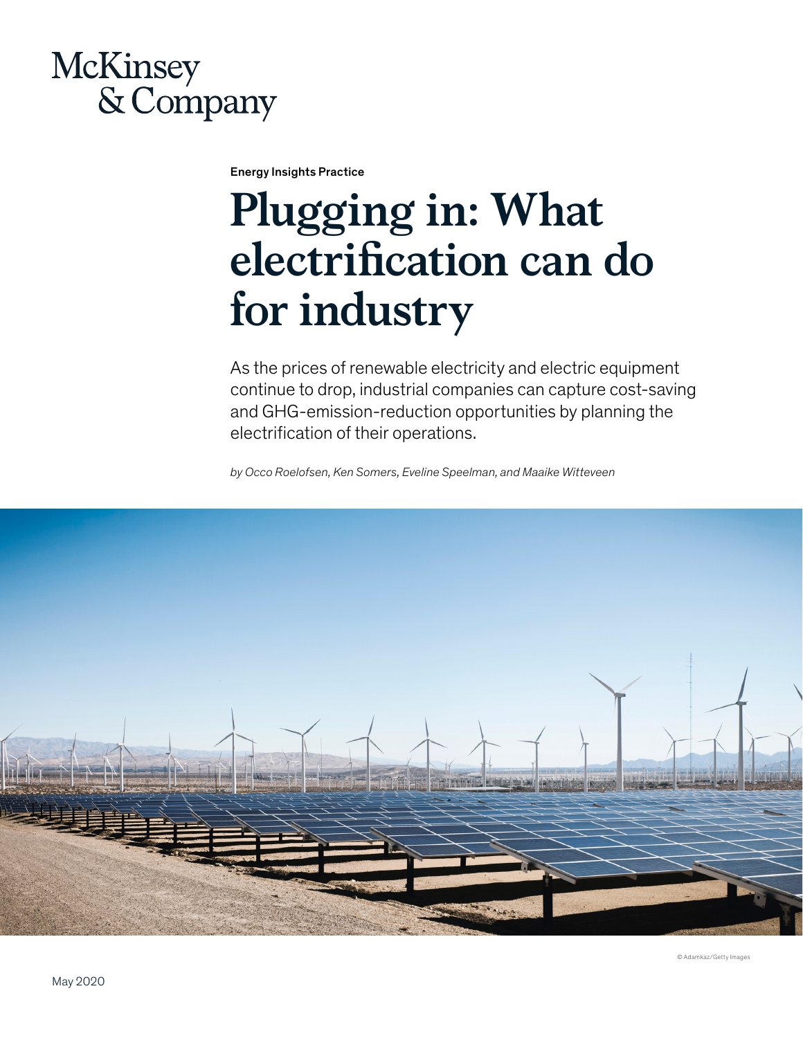McKinsey & Company

Energy Insights Practice

# Plugging in: What electrification can do for industry

As the prices of renewable electricity and electric equipment continue to drop, industrial companies can capture cost-saving and GHG-emission-reduction opportunities by planning the electrification of their operations.

*by Occo Roelofsen, Ken Somers, Eveline Speelman, and Maaike Witteveen*

© Adamkaz/Getty Images

May 2020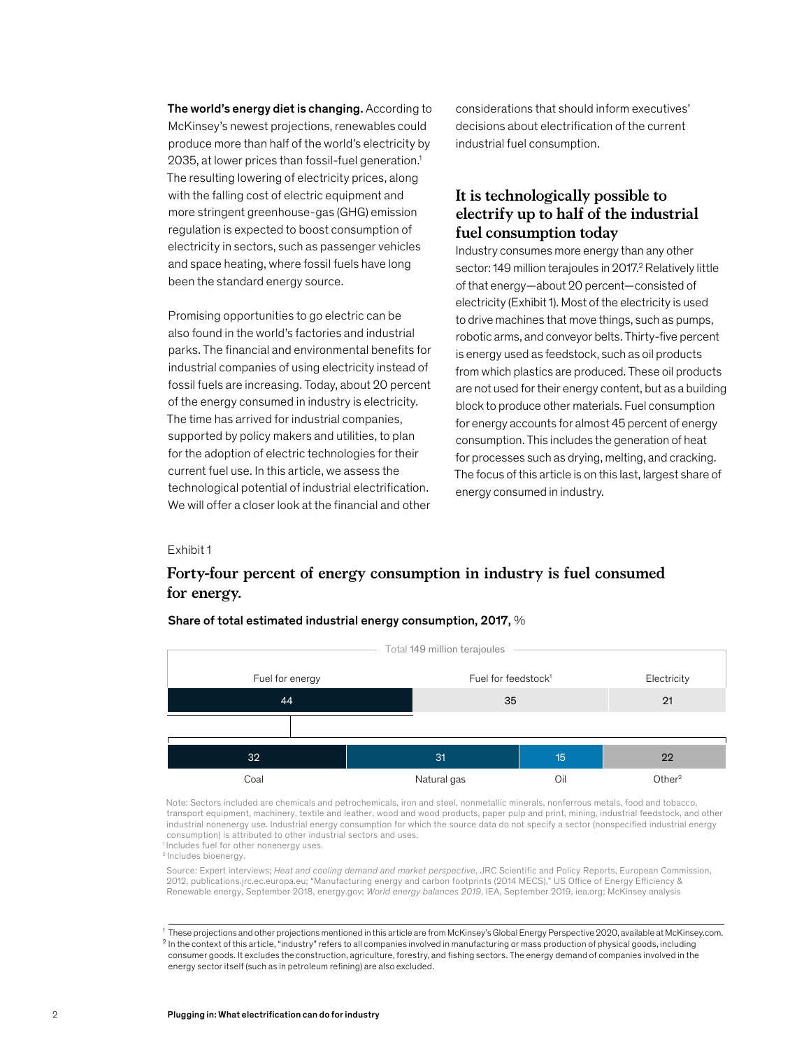**The world's energy diet is changing.** According to McKinsey's newest projections, renewables could produce more than half of the world's electricity by 2035, at lower prices than fossil-fuel generation.[1] The resulting lowering of electricity prices, along with the falling cost of electric equipment and more stringent greenhouse-gas (GHG) emission regulation is expected to boost consumption of electricity in sectors, such as passenger vehicles and space heating, where fossil fuels have long been the standard energy source.

Promising opportunities to go electric can be also found in the world's factories and industrial parks. The financial and environmental benefits for industrial companies of using electricity instead of fossil fuels are increasing. Today, about 20 percent of the energy consumed in industry is electricity. The time has arrived for industrial companies, supported by policy makers and utilities, to plan for the adoption of electric technologies for their current fuel use. In this article, we assess the technological potential of industrial electrification. We will offer a closer look at the financial and other considerations that should inform executives' decisions about electrification of the current industrial fuel consumption.

## It is technologically possible to electrify up to half of the industrial fuel consumption today

Industry consumes more energy than any other sector: 149 million terajoules in 2017.[2] Relatively little of that energy—about 20 percent—consisted of electricity (Exhibit 1). Most of the electricity is used to drive machines that move things, such as pumps, robotic arms, and conveyor belts. Thirty-five percent is energy used as feedstock, such as oil products from which plastics are produced. These oil products are not used for their energy content, but as a building block to produce other materials. Fuel consumption for energy accounts for almost 45 percent of energy consumption. This includes the generation of heat for processes such as drying, melting, and cracking. The focus of this article is on this last, largest share of energy consumed in industry.

Exhibit 1

### Forty-four percent of energy consumption in industry is fuel consumed for energy.

**Share of total estimated industrial energy consumption, 2017,** %

Total 149 million terajoules

| Fuel for energy | Fuel for feedstock[1] | Electricity |
|---|---|---|
| 44 | 35 | 21 |

Fuel for energy breakdown:

| Coal | Natural gas | Oil | Other[2] |
|---|---|---|---|
| 32 | 31 | 15 | 22 |

Note: Sectors included are chemicals and petrochemicals, iron and steel, nonmetallic minerals, nonferrous metals, food and tobacco, transport equipment, machinery, textile and leather, wood and wood products, paper pulp and print, mining, industrial feedstock, and other industrial nonenergy use. Industrial energy consumption for which the source data do not specify a sector (nonspecified industrial energy consumption) is attributed to other industrial sectors and uses.
[1] Includes fuel for other nonenergy uses.
[2] Includes bioenergy.

Source: Expert interviews; *Heat and cooling demand and market perspective*, JRC Scientific and Policy Reports, European Commission, 2012, publications.jrc.ec.europa.eu; "Manufacturing energy and carbon footprints (2014 MECS)," US Office of Energy Efficiency & Renewable energy, September 2018, energy.gov; *World energy balances 2019*, IEA, September 2019, iea.org; McKinsey analysis

[1] These projections and other projections mentioned in this article are from McKinsey's Global Energy Perspective 2020, available at McKinsey.com.
[2] In the context of this article, "industry" refers to all companies involved in manufacturing or mass production of physical goods, including consumer goods. It excludes the construction, agriculture, forestry, and fishing sectors. The energy demand of companies involved in the energy sector itself (such as in petroleum refining) are also excluded.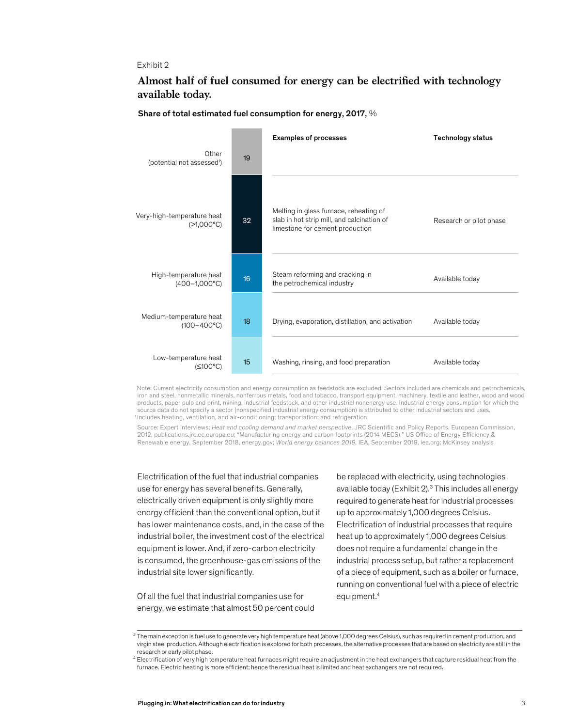Exhibit 2

## Almost half of fuel consumed for energy can be electrified with technology available today.

**Share of total estimated fuel consumption for energy, 2017,** %

| Category | Share, % | Examples of processes | Technology status |
|---|---|---|---|
| Other (potential not assessed[1]) | 19 | | |
| Very-high-temperature heat (>1,000°C) | 32 | Melting in glass furnace, reheating of slab in hot strip mill, and calcination of limestone for cement production | Research or pilot phase |
| High-temperature heat (400–1,000°C) | 16 | Steam reforming and cracking in the petrochemical industry | Available today |
| Medium-temperature heat (100–400°C) | 18 | Drying, evaporation, distillation, and activation | Available today |
| Low-temperature heat (≤100°C) | 15 | Washing, rinsing, and food preparation | Available today |

Note: Current electricity consumption and energy consumption as feedstock are excluded. Sectors included are chemicals and petrochemicals, iron and steel, nonmetallic minerals, nonferrous metals, food and tobacco, transport equipment, machinery, textile and leather, wood and wood products, paper pulp and print, mining, industrial feedstock, and other industrial nonenergy use. Industrial energy consumption for which the source data do not specify a sector (nonspecified industrial energy consumption) is attributed to other industrial sectors and uses.
[1] Includes heating, ventilation, and air-conditioning; transportation; and refrigeration.

Source: Expert interviews; *Heat and cooling demand and market perspective*, JRC Scientific and Policy Reports, European Commission, 2012, publications.jrc.ec.europa.eu; "Manufacturing energy and carbon footprints (2014 MECS)," US Office of Energy Efficiency & Renewable energy, September 2018, energy.gov; *World energy balances 2019*, IEA, September 2019, iea.org; McKinsey analysis

Electrification of the fuel that industrial companies use for energy has several benefits. Generally, electrically driven equipment is only slightly more energy efficient than the conventional option, but it has lower maintenance costs, and, in the case of the industrial boiler, the investment cost of the electrical equipment is lower. And, if zero-carbon electricity is consumed, the greenhouse-gas emissions of the industrial site lower significantly.

Of all the fuel that industrial companies use for energy, we estimate that almost 50 percent could be replaced with electricity, using technologies available today (Exhibit 2).[3] This includes all energy required to generate heat for industrial processes up to approximately 1,000 degrees Celsius. Electrification of industrial processes that require heat up to approximately 1,000 degrees Celsius does not require a fundamental change in the industrial process setup, but rather a replacement of a piece of equipment, such as a boiler or furnace, running on conventional fuel with a piece of electric equipment.[4]

[3] The main exception is fuel use to generate very high temperature heat (above 1,000 degrees Celsius), such as required in cement production, and virgin steel production. Although electrification is explored for both processes, the alternative processes that are based on electricity are still in the research or early pilot phase.

[4] Electrification of very high temperature heat furnaces might require an adjustment in the heat exchangers that capture residual heat from the furnace. Electric heating is more efficient; hence the residual heat is limited and heat exchangers are not required.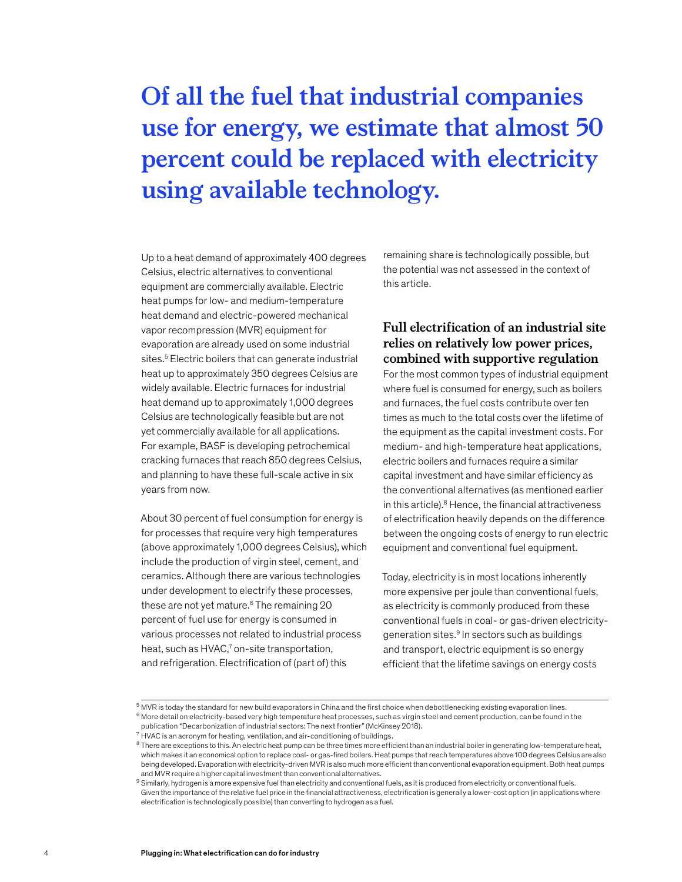# Of all the fuel that industrial companies use for energy, we estimate that almost 50 percent could be replaced with electricity using available technology.

Up to a heat demand of approximately 400 degrees Celsius, electric alternatives to conventional equipment are commercially available. Electric heat pumps for low- and medium-temperature heat demand and electric-powered mechanical vapor recompression (MVR) equipment for evaporation are already used on some industrial sites.[5] Electric boilers that can generate industrial heat up to approximately 350 degrees Celsius are widely available. Electric furnaces for industrial heat demand up to approximately 1,000 degrees Celsius are technologically feasible but are not yet commercially available for all applications. For example, BASF is developing petrochemical cracking furnaces that reach 850 degrees Celsius, and planning to have these full-scale active in six years from now.

About 30 percent of fuel consumption for energy is for processes that require very high temperatures (above approximately 1,000 degrees Celsius), which include the production of virgin steel, cement, and ceramics. Although there are various technologies under development to electrify these processes, these are not yet mature.[6] The remaining 20 percent of fuel use for energy is consumed in various processes not related to industrial process heat, such as HVAC,[7] on-site transportation, and refrigeration. Electrification of (part of) this remaining share is technologically possible, but the potential was not assessed in the context of this article.

## Full electrification of an industrial site relies on relatively low power prices, combined with supportive regulation

For the most common types of industrial equipment where fuel is consumed for energy, such as boilers and furnaces, the fuel costs contribute over ten times as much to the total costs over the lifetime of the equipment as the capital investment costs. For medium- and high-temperature heat applications, electric boilers and furnaces require a similar capital investment and have similar efficiency as the conventional alternatives (as mentioned earlier in this article).[8] Hence, the financial attractiveness of electrification heavily depends on the difference between the ongoing costs of energy to run electric equipment and conventional fuel equipment.

Today, electricity is in most locations inherently more expensive per joule than conventional fuels, as electricity is commonly produced from these conventional fuels in coal- or gas-driven electricity-generation sites.[9] In sectors such as buildings and transport, electric equipment is so energy efficient that the lifetime savings on energy costs

---

[5] MVR is today the standard for new build evaporators in China and the first choice when debottlenecking existing evaporation lines.

[6] More detail on electricity-based very high temperature heat processes, such as virgin steel and cement production, can be found in the publication "Decarbonization of industrial sectors: The next frontier" (McKinsey 2018).

[7] HVAC is an acronym for heating, ventilation, and air-conditioning of buildings.

[8] There are exceptions to this. An electric heat pump can be three times more efficient than an industrial boiler in generating low-temperature heat, which makes it an economical option to replace coal- or gas-fired boilers. Heat pumps that reach temperatures above 100 degrees Celsius are also being developed. Evaporation with electricity-driven MVR is also much more efficient than conventional evaporation equipment. Both heat pumps and MVR require a higher capital investment than conventional alternatives.

[9] Similarly, hydrogen is a more expensive fuel than electricity and conventional fuels, as it is produced from electricity or conventional fuels. Given the importance of the relative fuel price in the financial attractiveness, electrification is generally a lower-cost option (in applications where electrification is technologically possible) than converting to hydrogen as a fuel.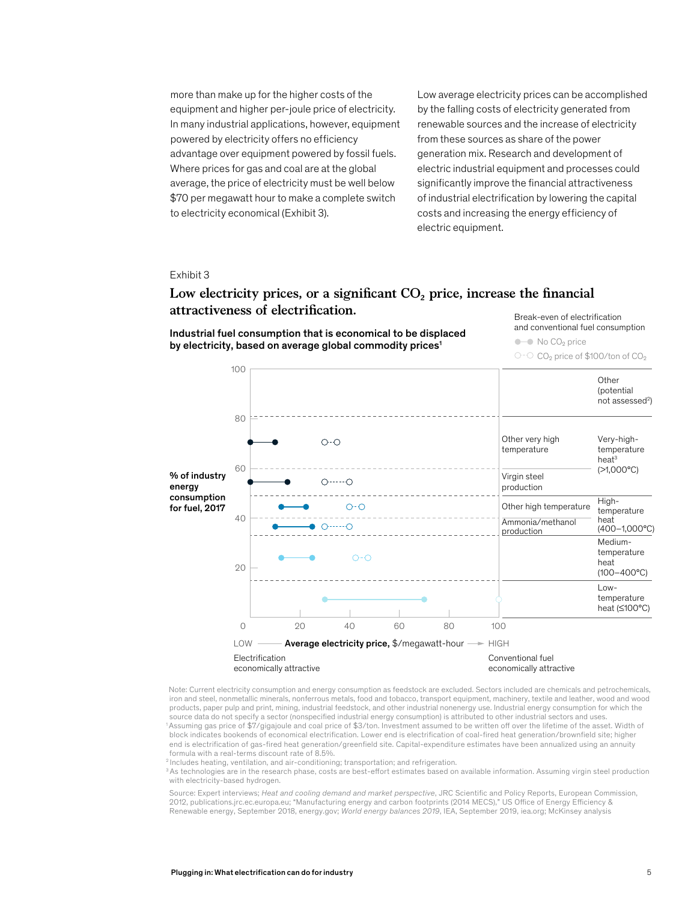more than make up for the higher costs of the equipment and higher per-joule price of electricity. In many industrial applications, however, equipment powered by electricity offers no efficiency advantage over equipment powered by fossil fuels. Where prices for gas and coal are at the global average, the price of electricity must be well below $70 per megawatt hour to make a complete switch to electricity economical (Exhibit 3).

Low average electricity prices can be accomplished by the falling costs of electricity generated from renewable sources and the increase of electricity from these sources as share of the power generation mix. Research and development of electric industrial equipment and processes could significantly improve the financial attractiveness of industrial electrification by lowering the capital costs and increasing the energy efficiency of electric equipment.

Exhibit 3

## Low electricity prices, or a significant $CO_2$ price, increase the financial attractiveness of electrification.

**Industrial fuel consumption that is economical to be displaced by electricity, based on average global commodity prices[1]**

Break-even of electrification and conventional fuel consumption

- ●–● No $CO_2$ price
- ○-○ $CO_2$ price of $100/ton of $CO_2$

**% of industry energy consumption for fuel, 2017**

| Category | Subcategory | No $CO_2$ price ($/MWh) | $CO_2$ price of $100/ton ($/MWh) |
|---|---|---|---|
| Other (potential not assessed[2]) | | | |
| Very-high-temperature heat[3] (>1,000°C) | Other very high temperature | 0–10 | 30–35 |
| | Virgin steel production | 0–15 | 30–40 |
| High-temperature heat (400–1,000°C) | Other high temperature | 12–22 | 40–45 |
| | Ammonia/methanol production | 10–25 | 30–40 |
| Medium-temperature heat (100–400°C) | | 12–25 | 42–47 |
| Low-temperature heat (≤100°C) | | 30–70 | 100 |

LOW —— **Average electricity price,** $/megawatt-hour —► HIGH

Electrification economically attractive — Conventional fuel economically attractive

Note: Current electricity consumption and energy consumption as feedstock are excluded. Sectors included are chemicals and petrochemicals, iron and steel, nonmetallic minerals, nonferrous metals, food and tobacco, transport equipment, machinery, textile and leather, wood and wood products, paper pulp and print, mining, industrial feedstock, and other industrial nonenergy use. Industrial energy consumption for which the source data do not specify a sector (nonspecified industrial energy consumption) is attributed to other industrial sectors and uses.

[1] Assuming gas price of $7/gigajoule and coal price of $3/ton. Investment assumed to be written off over the lifetime of the asset. Width of block indicates bookends of economical electrification. Lower end is electrification of coal-fired heat generation/brownfield site; higher end is electrification of gas-fired heat generation/greenfield site. Capital-expenditure estimates have been annualized using an annuity formula with a real-terms discount rate of 8.5%.

[2] Includes heating, ventilation, and air-conditioning; transportation; and refrigeration.

[3] As technologies are in the research phase, costs are best-effort estimates based on available information. Assuming virgin steel production with electricity-based hydrogen.

Source: Expert interviews; *Heat and cooling demand and market perspective*, JRC Scientific and Policy Reports, European Commission, 2012, publications.jrc.ec.europa.eu; "Manufacturing energy and carbon footprints (2014 MECS)," US Office of Energy Efficiency & Renewable energy, September 2018, energy.gov; *World energy balances 2019*, IEA, September 2019, iea.org; McKinsey analysis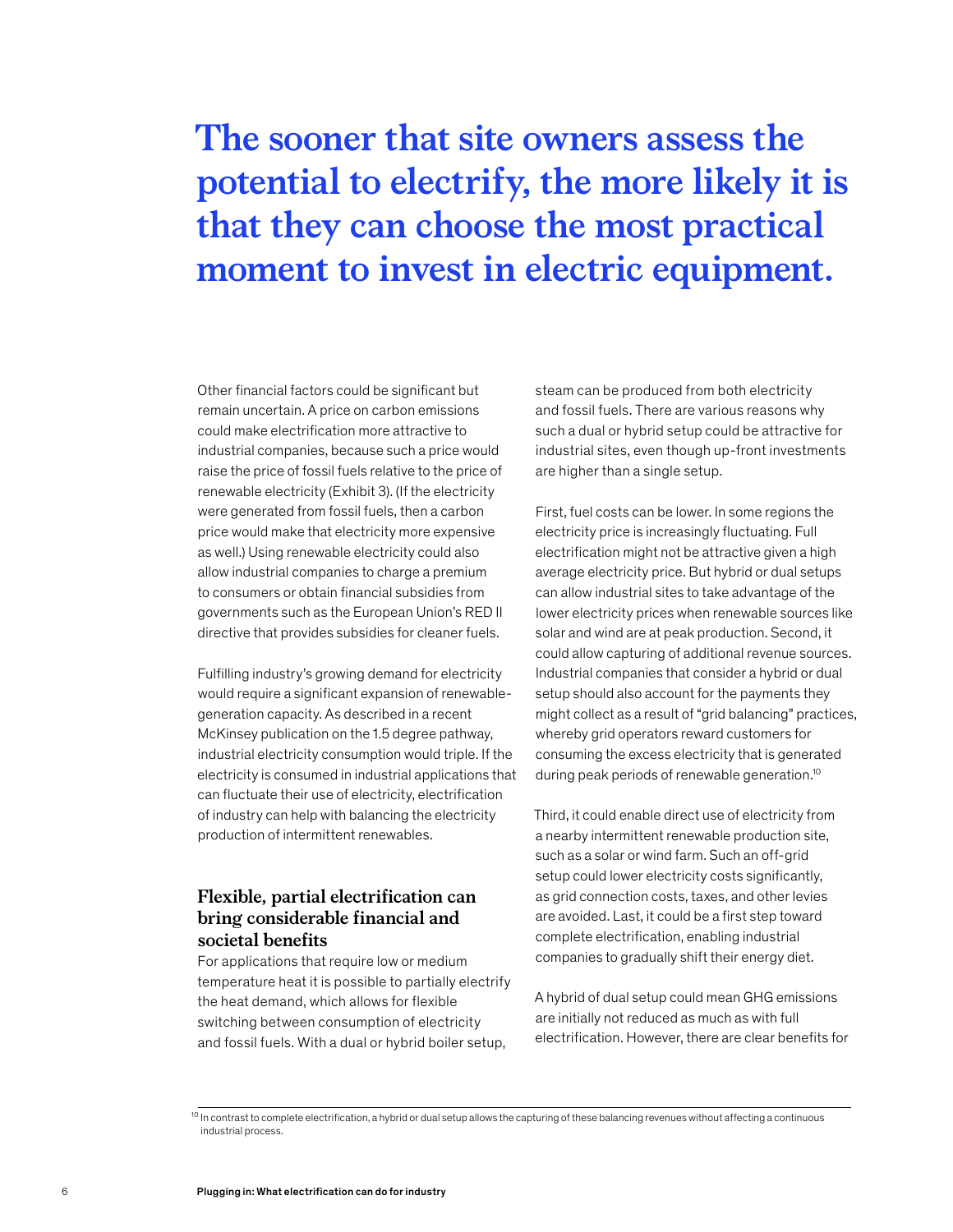# The sooner that site owners assess the potential to electrify, the more likely it is that they can choose the most practical moment to invest in electric equipment.

Other financial factors could be significant but remain uncertain. A price on carbon emissions could make electrification more attractive to industrial companies, because such a price would raise the price of fossil fuels relative to the price of renewable electricity (Exhibit 3). (If the electricity were generated from fossil fuels, then a carbon price would make that electricity more expensive as well.) Using renewable electricity could also allow industrial companies to charge a premium to consumers or obtain financial subsidies from governments such as the European Union's RED II directive that provides subsidies for cleaner fuels.

Fulfilling industry's growing demand for electricity would require a significant expansion of renewable-generation capacity. As described in a recent McKinsey publication on the 1.5 degree pathway, industrial electricity consumption would triple. If the electricity is consumed in industrial applications that can fluctuate their use of electricity, electrification of industry can help with balancing the electricity production of intermittent renewables.

## Flexible, partial electrification can bring considerable financial and societal benefits

For applications that require low or medium temperature heat it is possible to partially electrify the heat demand, which allows for flexible switching between consumption of electricity and fossil fuels. With a dual or hybrid boiler setup, steam can be produced from both electricity and fossil fuels. There are various reasons why such a dual or hybrid setup could be attractive for industrial sites, even though up-front investments are higher than a single setup.

First, fuel costs can be lower. In some regions the electricity price is increasingly fluctuating. Full electrification might not be attractive given a high average electricity price. But hybrid or dual setups can allow industrial sites to take advantage of the lower electricity prices when renewable sources like solar and wind are at peak production. Second, it could allow capturing of additional revenue sources. Industrial companies that consider a hybrid or dual setup should also account for the payments they might collect as a result of "grid balancing" practices, whereby grid operators reward customers for consuming the excess electricity that is generated during peak periods of renewable generation.[10]

Third, it could enable direct use of electricity from a nearby intermittent renewable production site, such as a solar or wind farm. Such an off-grid setup could lower electricity costs significantly, as grid connection costs, taxes, and other levies are avoided. Last, it could be a first step toward complete electrification, enabling industrial companies to gradually shift their energy diet.

A hybrid of dual setup could mean GHG emissions are initially not reduced as much as with full electrification. However, there are clear benefits for

[10] In contrast to complete electrification, a hybrid or dual setup allows the capturing of these balancing revenues without affecting a continuous industrial process.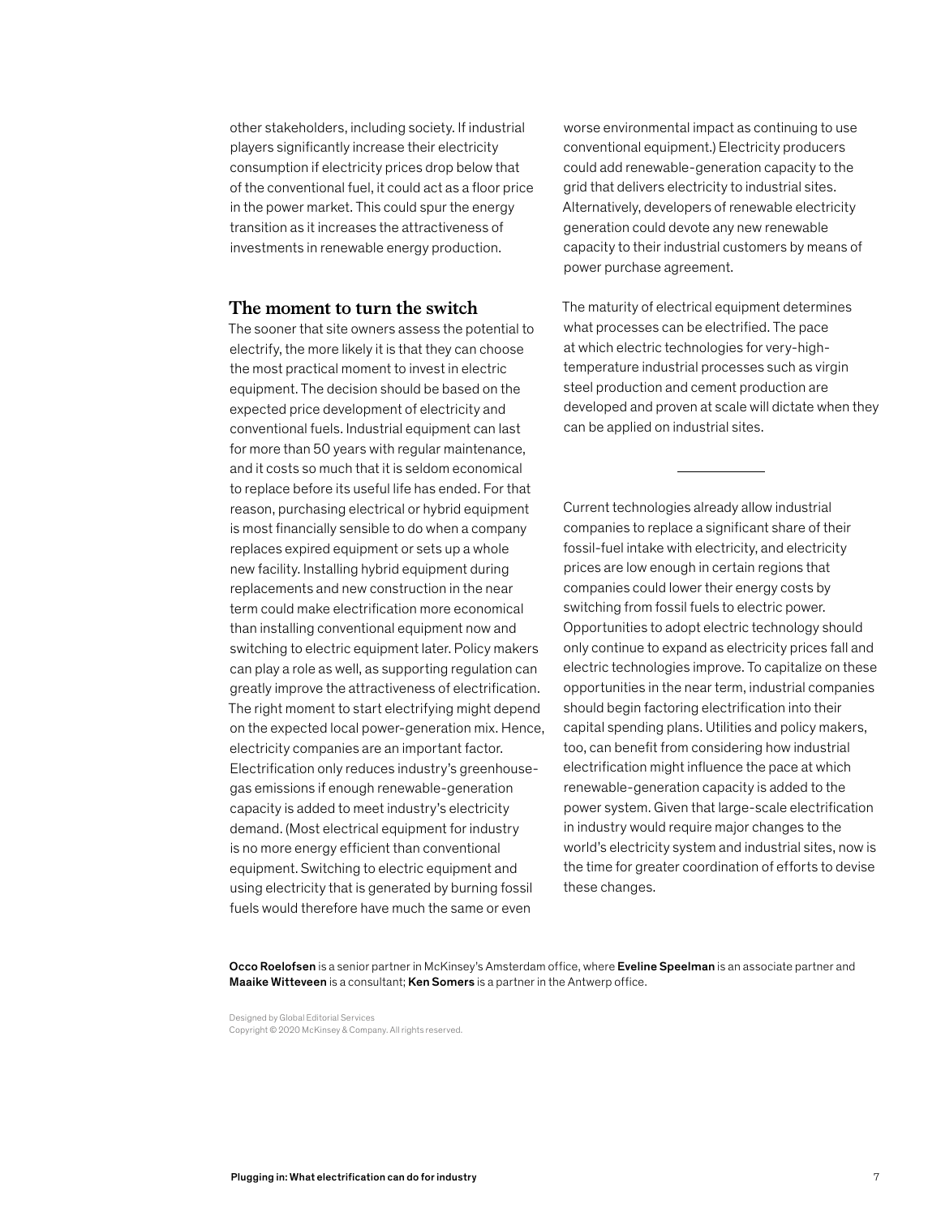other stakeholders, including society. If industrial players significantly increase their electricity consumption if electricity prices drop below that of the conventional fuel, it could act as a floor price in the power market. This could spur the energy transition as it increases the attractiveness of investments in renewable energy production.

## The moment to turn the switch

The sooner that site owners assess the potential to electrify, the more likely it is that they can choose the most practical moment to invest in electric equipment. The decision should be based on the expected price development of electricity and conventional fuels. Industrial equipment can last for more than 50 years with regular maintenance, and it costs so much that it is seldom economical to replace before its useful life has ended. For that reason, purchasing electrical or hybrid equipment is most financially sensible to do when a company replaces expired equipment or sets up a whole new facility. Installing hybrid equipment during replacements and new construction in the near term could make electrification more economical than installing conventional equipment now and switching to electric equipment later. Policy makers can play a role as well, as supporting regulation can greatly improve the attractiveness of electrification. The right moment to start electrifying might depend on the expected local power-generation mix. Hence, electricity companies are an important factor. Electrification only reduces industry's greenhouse-gas emissions if enough renewable-generation capacity is added to meet industry's electricity demand. (Most electrical equipment for industry is no more energy efficient than conventional equipment. Switching to electric equipment and using electricity that is generated by burning fossil fuels would therefore have much the same or even worse environmental impact as continuing to use conventional equipment.) Electricity producers could add renewable-generation capacity to the grid that delivers electricity to industrial sites. Alternatively, developers of renewable electricity generation could devote any new renewable capacity to their industrial customers by means of power purchase agreement.

The maturity of electrical equipment determines what processes can be electrified. The pace at which electric technologies for very-high-temperature industrial processes such as virgin steel production and cement production are developed and proven at scale will dictate when they can be applied on industrial sites.

---

Current technologies already allow industrial companies to replace a significant share of their fossil-fuel intake with electricity, and electricity prices are low enough in certain regions that companies could lower their energy costs by switching from fossil fuels to electric power. Opportunities to adopt electric technology should only continue to expand as electricity prices fall and electric technologies improve. To capitalize on these opportunities in the near term, industrial companies should begin factoring electrification into their capital spending plans. Utilities and policy makers, too, can benefit from considering how industrial electrification might influence the pace at which renewable-generation capacity is added to the power system. Given that large-scale electrification in industry would require major changes to the world's electricity system and industrial sites, now is the time for greater coordination of efforts to devise these changes.

**Occo Roelofsen** is a senior partner in McKinsey's Amsterdam office, where **Eveline Speelman** is an associate partner and **Maaike Witteveen** is a consultant; **Ken Somers** is a partner in the Antwerp office.

Designed by Global Editorial Services
Copyright © 2020 McKinsey & Company. All rights reserved.